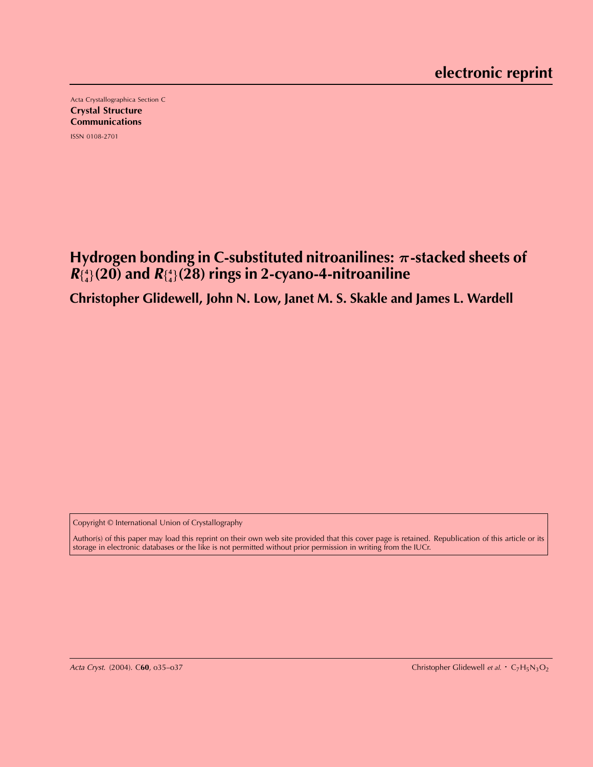electronic reprint

Acta Crystallographica Section C

**Crystal Structure Communications**

ISSN 0108-2701

# Hydrogen bonding in C-substituted nitroanilines: $\pi$-stacked sheets of $R_4^4(20)$ and $R_4^4(28)$ rings in 2-cyano-4-nitroaniline

**Christopher Glidewell, John N. Low, Janet M. S. Skakle and James L. Wardell**

Copyright © International Union of Crystallography

Author(s) of this paper may load this reprint on their own web site provided that this cover page is retained. Republication of this article or its storage in electronic databases or the like is not permitted without prior permission in writing from the IUCr.

*Acta Cryst.* (2004). C**60**, o35–o37 Christopher Glidewell *et al.* · $C_7H_5N_3O_2$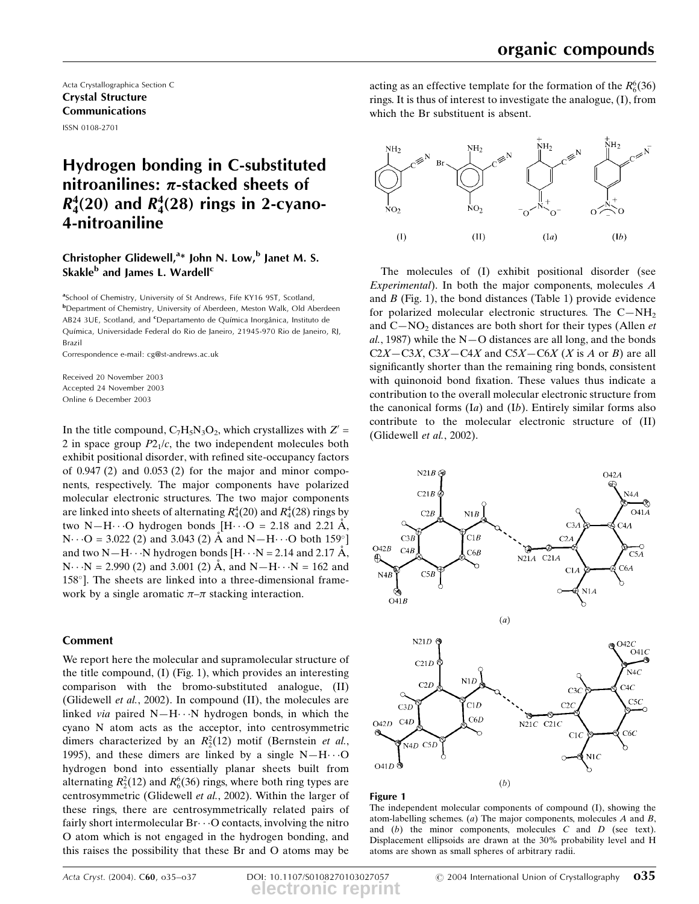Acta Crystallographica Section C
**Crystal Structure Communications**
ISSN 0108-2701

# Hydrogen bonding in C-substituted nitroanilines: π-stacked sheets of $R_4^4(20)$ and $R_4^4(28)$ rings in 2-cyano-4-nitroaniline

**Christopher Glidewell,[a]* John N. Low,[b] Janet M. S. Skakle[b] and James L. Wardell[c]**

[a]School of Chemistry, University of St Andrews, Fife KY16 9ST, Scotland, [b]Department of Chemistry, University of Aberdeen, Meston Walk, Old Aberdeen AB24 3UE, Scotland, and [c]Departamento de Química Inorgânica, Instituto de Química, Universidade Federal do Rio de Janeiro, 21945-970 Rio de Janeiro, RJ, Brazil
Correspondence e-mail: cg@st-andrews.ac.uk

Received 20 November 2003
Accepted 24 November 2003
Online 6 December 2003

In the title compound, $C_7H_5N_3O_2$, which crystallizes with $Z' = 2$ in space group $P2_1/c$, the two independent molecules both exhibit positional disorder, with refined site-occupancy factors of 0.947 (2) and 0.053 (2) for the major and minor components, respectively. The major components have polarized molecular electronic structures. The two major components are linked into sheets of alternating $R_4^4(20)$ and $R_4^4(28)$ rings by two N—H···O hydrogen bonds [H···O = 2.18 and 2.21 Å, N···O = 3.022 (2) and 3.043 (2) Å and N—H···O both 159°] and two N—H···N hydrogen bonds [H···N = 2.14 and 2.17 Å, N···N = 2.990 (2) and 3.001 (2) Å, and N—H···N = 162 and 158°]. The sheets are linked into a three-dimensional framework by a single aromatic π–π stacking interaction.

## Comment

We report here the molecular and supramolecular structure of the title compound, (I) (Fig. 1), which provides an interesting comparison with the bromo-substituted analogue, (II) (Glidewell *et al.*, 2002). In compound (II), the molecules are linked *via* paired N—H···N hydrogen bonds, in which the cyano N atom acts as the acceptor, into centrosymmetric dimers characterized by an $R_2^2(12)$ motif (Bernstein *et al.*, 1995), and these dimers are linked by a single N—H···O hydrogen bond into essentially planar sheets built from alternating $R_2^2(12)$ and $R_6^6(36)$ rings, where both ring types are centrosymmetric (Glidewell *et al.*, 2002). Within the larger of these rings, there are centrosymmetrically related pairs of fairly short intermolecular Br···O contacts, involving the nitro O atom which is not engaged in the hydrogen bonding, and this raises the possibility that these Br and O atoms may be acting as an effective template for the formation of the $R_6^6(36)$ rings. It is thus of interest to investigate the analogue, (I), from which the Br substituent is absent.

(I) (II) (I*a*) (I*b*)

The molecules of (I) exhibit positional disorder (see *Experimental*). In both the major components, molecules *A* and *B* (Fig. 1), the bond distances (Table 1) provide evidence for polarized molecular electronic structures. The C—NH$_2$ and C—NO$_2$ distances are both short for their types (Allen *et al.*, 1987) while the N—O distances are all long, and the bonds C2*X*—C3*X*, C3*X*—C4*X* and C5*X*—C6*X* (*X* is *A* or *B*) are all significantly shorter than the remaining ring bonds, consistent with quinonoid bond fixation. These values thus indicate a contribution to the overall molecular electronic structure from the canonical forms (I*a*) and (I*b*). Entirely similar forms also contribute to the molecular electronic structure of (II) (Glidewell *et al.*, 2002).

**Figure 1**
The independent molecular components of compound (I), showing the atom-labelling schemes. (*a*) The major components, molecules *A* and *B*, and (*b*) the minor components, molecules *C* and *D* (see text). Displacement ellipsoids are drawn at the 30% probability level and H atoms are shown as small spheres of arbitrary radii.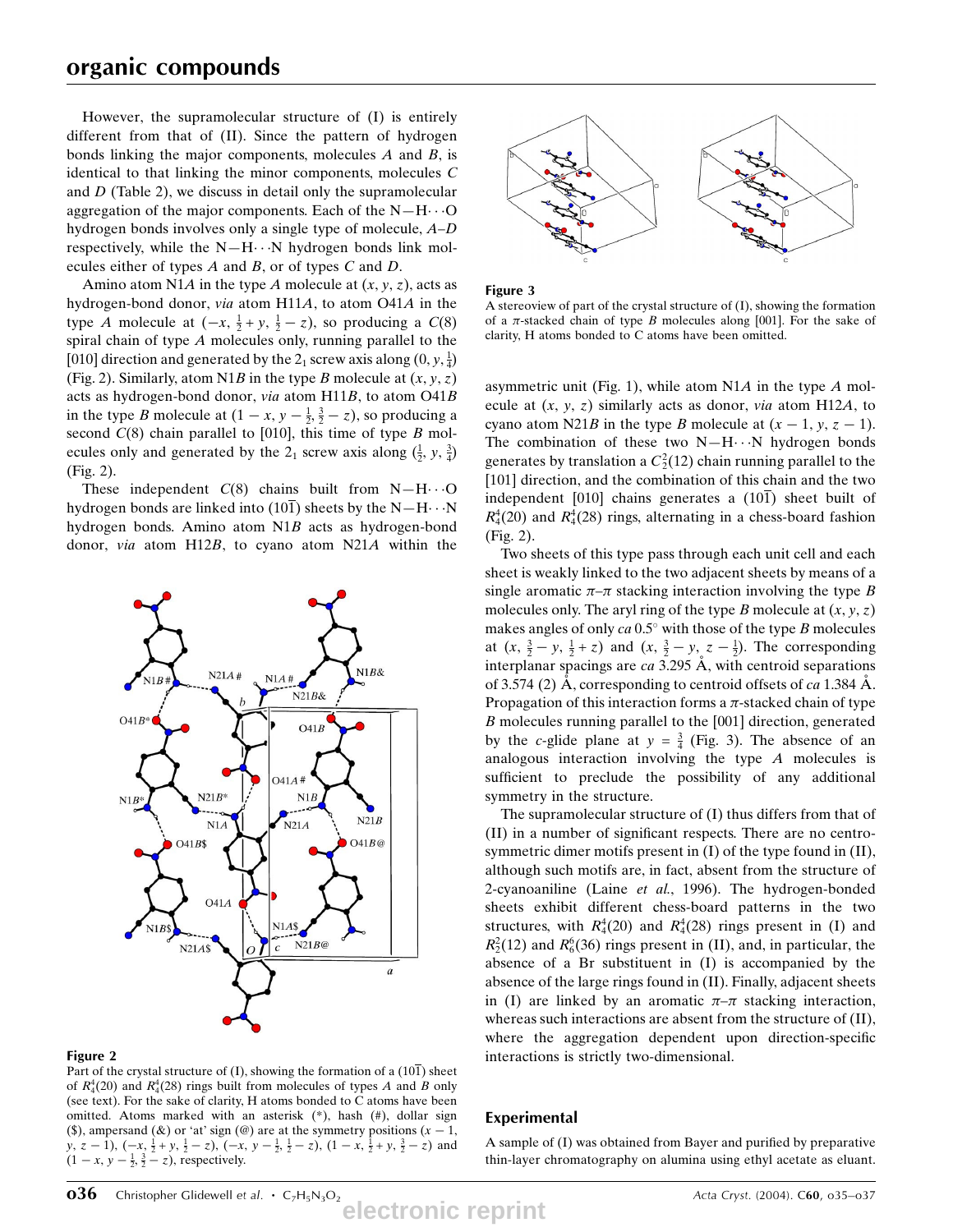However, the supramolecular structure of (I) is entirely different from that of (II). Since the pattern of hydrogen bonds linking the major components, molecules *A* and *B*, is identical to that linking the minor components, molecules *C* and *D* (Table 2), we discuss in detail only the supramolecular aggregation of the major components. Each of the N—H···O hydrogen bonds involves only a single type of molecule, *A*–*D* respectively, while the N—H···N hydrogen bonds link molecules either of types *A* and *B*, or of types *C* and *D*.

Amino atom N1*A* in the type *A* molecule at $(x, y, z)$, acts as hydrogen-bond donor, *via* atom H11*A*, to atom O41*A* in the type *A* molecule at $(-x, \frac{1}{2}+y, \frac{1}{2}-z)$, so producing a $C(8)$ spiral chain of type *A* molecules only, running parallel to the [010] direction and generated by the $2_1$ screw axis along $(0, y, \frac{1}{4})$ (Fig. 2). Similarly, atom N1*B* in the type *B* molecule at $(x, y, z)$ acts as hydrogen-bond donor, *via* atom H11*B*, to atom O41*B* in the type *B* molecule at $(1-x, y-\frac{1}{2}, \frac{3}{2}-z)$, so producing a second $C(8)$ chain parallel to [010], this time of type *B* molecules only and generated by the $2_1$ screw axis along $(\frac{1}{2}, y, \frac{3}{4})$ (Fig. 2).

These independent $C(8)$ chains built from N—H···O hydrogen bonds are linked into $(10\overline{1})$ sheets by the N—H···N hydrogen bonds. Amino atom N1*B* acts as hydrogen-bond donor, *via* atom H12*B*, to cyano atom N21*A* within the asymmetric unit (Fig. 1), while atom N1*A* in the type *A* molecule at $(x, y, z)$ similarly acts as donor, *via* atom H12*A*, to cyano atom N21*B* in the type *B* molecule at $(x-1, y, z-1)$. The combination of these two N—H···N hydrogen bonds generates by translation a $C_2^2(12)$ chain running parallel to the [101] direction, and the combination of this chain and the two independent [010] chains generates a $(10\overline{1})$ sheet built of $R_4^4(20)$ and $R_4^4(28)$ rings, alternating in a chess-board fashion (Fig. 2).

Figure 2

Part of the crystal structure of (I), showing the formation of a $(10\overline{1})$ sheet of $R_4^4(20)$ and $R_4^4(28)$ rings built from molecules of types *A* and *B* only (see text). For the sake of clarity, H atoms bonded to C atoms have been omitted. Atoms marked with an asterisk (*), hash (#), dollar sign ($), ampersand (&) or 'at' sign (@) are at the symmetry positions $(x-1, y, z-1)$, $(-x, \frac{1}{2}+y, \frac{1}{2}-z)$, $(-x, y-\frac{1}{2}, \frac{1}{2}-z)$, $(1-x, \frac{1}{2}+y, \frac{3}{2}-z)$ and $(1-x, y-\frac{1}{2}, \frac{3}{2}-z)$, respectively.

Figure 3

A stereoview of part of the crystal structure of (I), showing the formation of a π-stacked chain of type *B* molecules along [001]. For the sake of clarity, H atoms bonded to C atoms have been omitted.

Two sheets of this type pass through each unit cell and each sheet is weakly linked to the two adjacent sheets by means of a single aromatic π–π stacking interaction involving the type *B* molecules only. The aryl ring of the type *B* molecule at $(x, y, z)$ makes angles of only *ca* 0.5° with those of the type *B* molecules at $(x, \frac{3}{2}-y, \frac{1}{2}+z)$ and $(x, \frac{3}{2}-y, z-\frac{1}{2})$. The corresponding interplanar spacings are *ca* 3.295 Å, with centroid separations of 3.574 (2) Å, corresponding to centroid offsets of *ca* 1.384 Å. Propagation of this interaction forms a π-stacked chain of type *B* molecules running parallel to the [001] direction, generated by the *c*-glide plane at $y = \frac{3}{4}$ (Fig. 3). The absence of an analogous interaction involving the type *A* molecules is sufficient to preclude the possibility of any additional symmetry in the structure.

The supramolecular structure of (I) thus differs from that of (II) in a number of significant respects. There are no centrosymmetric dimer motifs present in (I) of the type found in (II), although such motifs are, in fact, absent from the structure of 2-cyanoaniline (Laine *et al.*, 1996). The hydrogen-bonded sheets exhibit different chess-board patterns in the two structures, with $R_4^4(20)$ and $R_4^4(28)$ rings present in (I) and $R_2^2(12)$ and $R_6^6(36)$ rings present in (II), and, in particular, the absence of a Br substituent in (I) is accompanied by the absence of the large rings found in (II). Finally, adjacent sheets in (I) are linked by an aromatic π–π stacking interaction, whereas such interactions are absent from the structure of (II), where the aggregation dependent upon direction-specific interactions is strictly two-dimensional.

## Experimental

A sample of (I) was obtained from Bayer and purified by preparative thin-layer chromatography on alumina using ethyl acetate as eluant.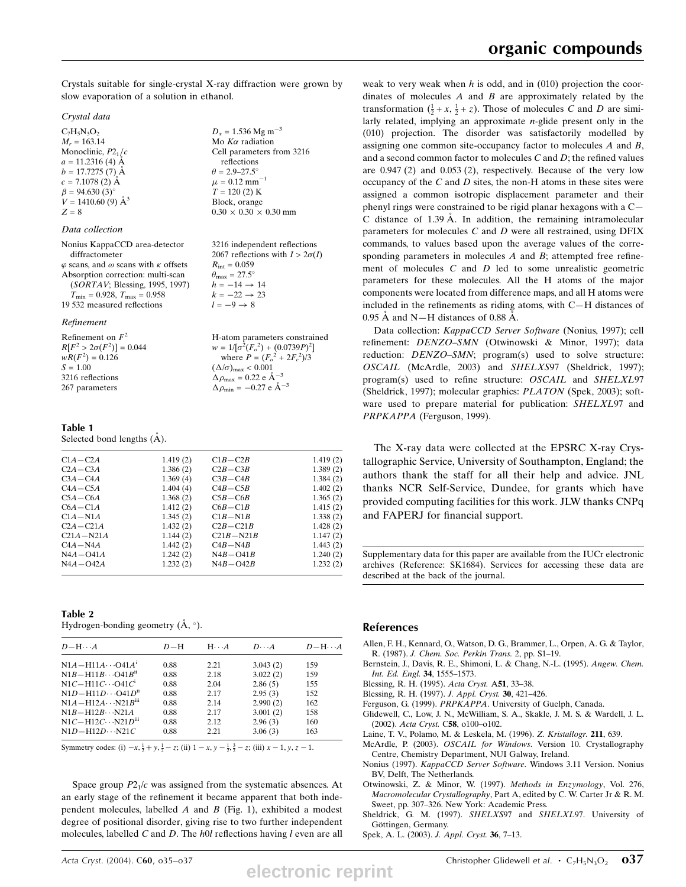Crystals suitable for single-crystal X-ray diffraction were grown by slow evaporation of a solution in ethanol.

*Crystal data*

| | |
|---|---|
| $C_7H_5N_3O_2$ | $D_x = 1.536$ Mg m$^{-3}$ |
| $M_r = 163.14$ | Mo $K\alpha$ radiation |
| Monoclinic, $P2_1/c$ | Cell parameters from 3216 reflections |
| $a = 11.2316$ (4) Å | $\theta = 2.9$–$27.5°$ |
| $b = 17.7275$ (7) Å | $\mu = 0.12$ mm$^{-1}$ |
| $c = 7.1078$ (2) Å | $T = 120$ (2) K |
| $\beta = 94.630$ (3)° | Block, orange |
| $V = 1410.60$ (9) Å$^3$ | $0.30 \times 0.30 \times 0.30$ mm |
| $Z = 8$ | |

*Data collection*

| | |
|---|---|
| Nonius KappaCCD area-detector diffractometer | 3216 independent reflections |
| $\varphi$ scans, and $\omega$ scans with $\kappa$ offsets | 2067 reflections with $I > 2\sigma(I)$ |
| Absorption correction: multi-scan (*SORTAV*; Blessing, 1995, 1997) | $R_{int} = 0.059$ |
| $T_{min} = 0.928$, $T_{max} = 0.958$ | $\theta_{max} = 27.5°$ |
| 19 532 measured reflections | $h = -14 \rightarrow 14$ |
| | $k = -22 \rightarrow 23$ |
| | $l = -9 \rightarrow 8$ |

*Refinement*

| | |
|---|---|
| Refinement on $F^2$ | H-atom parameters constrained |
| $R[F^2 > 2\sigma(F^2)] = 0.044$ | $w = 1/[\sigma^2(F_o^2) + (0.0739P)^2]$ where $P = (F_o^2 + 2F_c^2)/3$ |
| $wR(F^2) = 0.126$ | $(\Delta/\sigma)_{max} < 0.001$ |
| $S = 1.00$ | $\Delta\rho_{max} = 0.22$ e Å$^{-3}$ |
| 3216 reflections | $\Delta\rho_{min} = -0.27$ e Å$^{-3}$ |
| 267 parameters | |

**Table 1**
Selected bond lengths (Å).

| | | | |
|---|---|---|---|
| C1*A*—C2*A* | 1.419 (2) | C1*B*—C2*B* | 1.419 (2) |
| C2*A*—C3*A* | 1.386 (2) | C2*B*—C3*B* | 1.389 (2) |
| C3*A*—C4*A* | 1.369 (4) | C3*B*—C4*B* | 1.384 (2) |
| C4*A*—C5*A* | 1.404 (4) | C4*B*—C5*B* | 1.402 (2) |
| C5*A*—C6*A* | 1.368 (2) | C5*B*—C6*B* | 1.365 (2) |
| C6*A*—C1*A* | 1.412 (2) | C6*B*—C1*B* | 1.415 (2) |
| C1*A*—N1*A* | 1.345 (2) | C1*B*—N1*B* | 1.338 (2) |
| C2*A*—C21*A* | 1.432 (2) | C2*B*—C21*B* | 1.428 (2) |
| C21*A*—N21*A* | 1.144 (2) | C21*B*—N21*B* | 1.147 (2) |
| C4*A*—N4*A* | 1.442 (2) | C4*B*—N4*B* | 1.443 (2) |
| N4*A*—O41*A* | 1.242 (2) | N4*B*—O41*B* | 1.240 (2) |
| N4*A*—O42*A* | 1.232 (2) | N4*B*—O42*B* | 1.232 (2) |

**Table 2**
Hydrogen-bonding geometry (Å, °).

| *D*—H···*A* | *D*—H | H···*A* | *D*···*A* | *D*—H···*A* |
|---|---|---|---|---|
| N1*A*—H11*A*···O41*A*[i] | 0.88 | 2.21 | 3.043 (2) | 159 |
| N1*B*—H11*B*···O41*B*[ii] | 0.88 | 2.18 | 3.022 (2) | 159 |
| N1*C*—H11*C*···O41*C*[i] | 0.88 | 2.04 | 2.86 (5) | 155 |
| N1*D*—H11*D*···O41*D*[ii] | 0.88 | 2.17 | 2.95 (3) | 152 |
| N1*A*—H12*A*···N21*B*[iii] | 0.88 | 2.14 | 2.990 (2) | 162 |
| N1*B*—H12*B*···N21*A* | 0.88 | 2.17 | 3.001 (2) | 158 |
| N1*C*—H12*C*···N21*D*[iii] | 0.88 | 2.12 | 2.96 (3) | 160 |
| N1*D*—H12*D*···N21*C* | 0.88 | 2.21 | 3.06 (3) | 163 |

Symmetry codes: (i) $-x, \frac{1}{2}+y, \frac{1}{2}-z$; (ii) $1-x, y-\frac{1}{2}, \frac{3}{2}-z$; (iii) $x-1, y, z-1$.

Space group $P2_1/c$ was assigned from the systematic absences. At an early stage of the refinement it became apparent that both independent molecules, labelled *A* and *B* (Fig. 1), exhibited a modest degree of positional disorder, giving rise to two further independent molecules, labelled *C* and *D*. The *h*0*l* reflections having *l* even are all weak to very weak when *h* is odd, and in (010) projection the coordinates of molecules *A* and *B* are approximately related by the transformation $(\frac{1}{2}+x, \frac{1}{2}+z)$. Those of molecules *C* and *D* are similarly related, implying an approximate *n*-glide present only in the (010) projection. The disorder was satisfactorily modelled by assigning one common site-occupancy factor to molecules *A* and *B*, and a second common factor to molecules *C* and *D*; the refined values are 0.947 (2) and 0.053 (2), respectively. Because of the very low occupancy of the *C* and *D* sites, the non-H atoms in these sites were assigned a common isotropic displacement parameter and their phenyl rings were constrained to be rigid planar hexagons with a C—C distance of 1.39 Å. In addition, the remaining intramolecular parameters for molecules *C* and *D* were all restrained, using DFIX commands, to values based upon the average values of the corresponding parameters in molecules *A* and *B*; attempted free refinement of molecules *C* and *D* led to some unrealistic geometric parameters for these molecules. All the H atoms of the major components were located from difference maps, and all H atoms were included in the refinements as riding atoms, with C—H distances of 0.95 Å and N—H distances of 0.88 Å.

Data collection: *KappaCCD Server Software* (Nonius, 1997); cell refinement: *DENZO–SMN* (Otwinowski & Minor, 1997); data reduction: *DENZO–SMN*; program(s) used to solve structure: *OSCAIL* (McArdle, 2003) and *SHELXS*97 (Sheldrick, 1997); program(s) used to refine structure: *OSCAIL* and *SHELXL*97 (Sheldrick, 1997); molecular graphics: *PLATON* (Spek, 2003); software used to prepare material for publication: *SHELXL*97 and *PRPKAPPA* (Ferguson, 1999).

The X-ray data were collected at the EPSRC X-ray Crystallographic Service, University of Southampton, England; the authors thank the staff for all their help and advice. JNL thanks NCR Self-Service, Dundee, for grants which have provided computing facilities for this work. JLW thanks CNPq and FAPERJ for financial support.

Supplementary data for this paper are available from the IUCr electronic archives (Reference: SK1684). Services for accessing these data are described at the back of the journal.

## References

Allen, F. H., Kennard, O., Watson, D. G., Brammer, L., Orpen, A. G. & Taylor, R. (1987). *J. Chem. Soc. Perkin Trans.* 2, pp. S1–19.

Bernstein, J., Davis, R. E., Shimoni, L. & Chang, N.-L. (1995). *Angew. Chem. Int. Ed. Engl.* **34**, 1555–1573.

Blessing, R. H. (1995). *Acta Cryst.* A**51**, 33–38.

Blessing, R. H. (1997). *J. Appl. Cryst.* **30**, 421–426.

Ferguson, G. (1999). *PRPKAPPA*. University of Guelph, Canada.

Glidewell, C., Low, J. N., McWilliam, S. A., Skakle, J. M. S. & Wardell, J. L. (2002). *Acta Cryst.* C**58**, o100–o102.

Laine, T. V., Polamo, M. & Leskela, M. (1996). *Z. Kristallogr.* **211**, 639.

McArdle, P. (2003). *OSCAIL for Windows*. Version 10. Crystallography Centre, Chemistry Department, NUI Galway, Ireland.

Nonius (1997). *KappaCCD Server Software*. Windows 3.11 Version. Nonius BV, Delft, The Netherlands.

Otwinowski, Z. & Minor, W. (1997). *Methods in Enzymology*, Vol. 276, *Macromolecular Crystallography*, Part A, edited by C. W. Carter Jr & R. M. Sweet, pp. 307–326. New York: Academic Press.

Sheldrick, G. M. (1997). *SHELXS*97 and *SHELXL*97. University of Göttingen, Germany.

Spek, A. L. (2003). *J. Appl. Cryst.* **36**, 7–13.